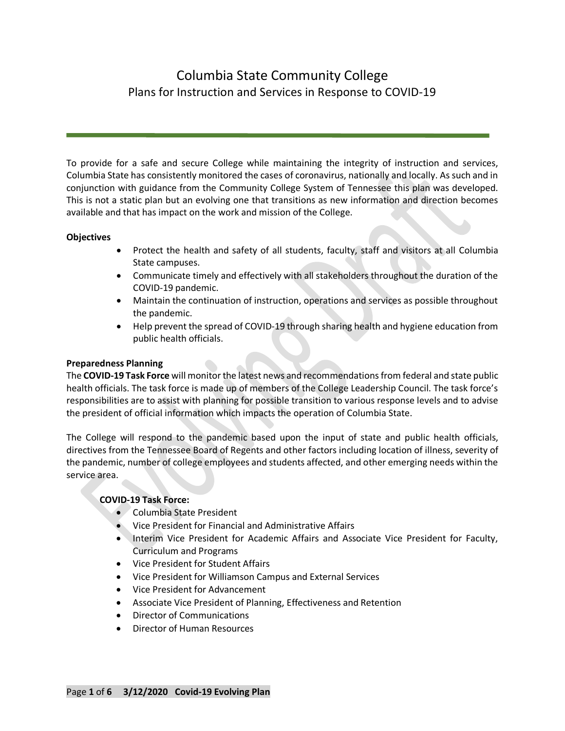# Columbia State Community College

## Plans for Instruction and Services in Response to COVID-19

To provide for a safe and secure College while maintaining the integrity of instruction and services, Columbia State has consistently monitored the cases of coronavirus, nationally and locally. As such and in conjunction with guidance from the Community College System of Tennessee this plan was developed. This is not a static plan but an evolving one that transitions as new information and direction becomes available and that has impact on the work and mission of the College.

**Objectives**

- Protect the health and safety of all students, faculty, staff and visitors at all Columbia State campuses.
- Communicate timely and effectively with all stakeholders throughout the duration of the COVID-19 pandemic.
- Maintain the continuation of instruction, operations and services as possible throughout the pandemic.
- Help prevent the spread of COVID-19 through sharing health and hygiene education from public health officials.

**Preparedness Planning**

The **COVID-19 Task Force** will monitor the latest news and recommendations from federal and state public health officials. The task force is made up of members of the College Leadership Council. The task force's responsibilities are to assist with planning for possible transition to various response levels and to advise the president of official information which impacts the operation of Columbia State.

The College will respond to the pandemic based upon the input of state and public health officials, directives from the Tennessee Board of Regents and other factors including location of illness, severity of the pandemic, number of college employees and students affected, and other emerging needs within the service area.

**COVID-19 Task Force:**

- Columbia State President
- Vice President for Financial and Administrative Affairs
- Interim Vice President for Academic Affairs and Associate Vice President for Faculty, Curriculum and Programs
- Vice President for Student Affairs
- Vice President for Williamson Campus and External Services
- Vice President for Advancement
- Associate Vice President of Planning, Effectiveness and Retention
- Director of Communications
- Director of Human Resources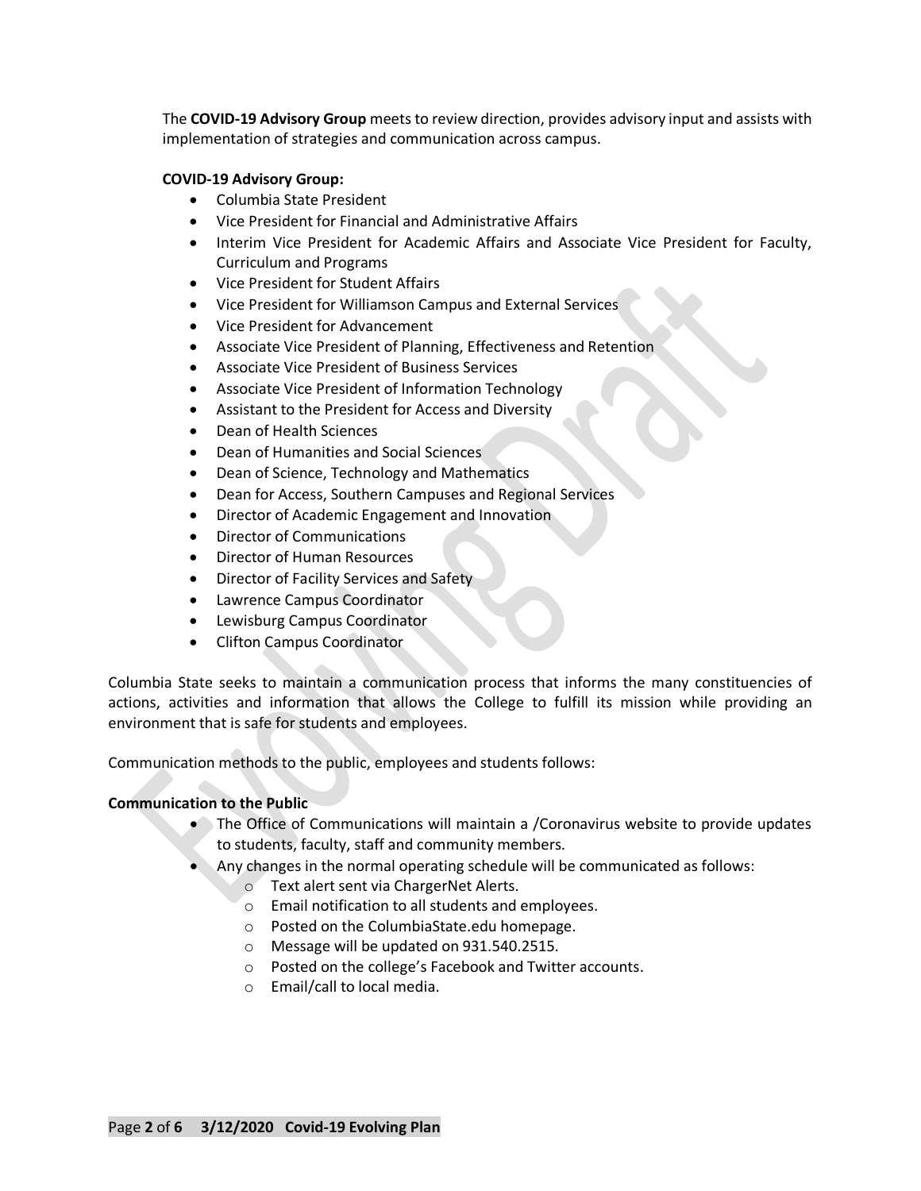The **COVID-19 Advisory Group** meets to review direction, provides advisory input and assists with implementation of strategies and communication across campus.

**COVID-19 Advisory Group:**

- Columbia State President
- Vice President for Financial and Administrative Affairs
- Interim Vice President for Academic Affairs and Associate Vice President for Faculty, Curriculum and Programs
- Vice President for Student Affairs
- Vice President for Williamson Campus and External Services
- Vice President for Advancement
- Associate Vice President of Planning, Effectiveness and Retention
- Associate Vice President of Business Services
- Associate Vice President of Information Technology
- Assistant to the President for Access and Diversity
- Dean of Health Sciences
- Dean of Humanities and Social Sciences
- Dean of Science, Technology and Mathematics
- Dean for Access, Southern Campuses and Regional Services
- Director of Academic Engagement and Innovation
- Director of Communications
- Director of Human Resources
- Director of Facility Services and Safety
- Lawrence Campus Coordinator
- Lewisburg Campus Coordinator
- Clifton Campus Coordinator

Columbia State seeks to maintain a communication process that informs the many constituencies of actions, activities and information that allows the College to fulfill its mission while providing an environment that is safe for students and employees.

Communication methods to the public, employees and students follows:

**Communication to the Public**

- The Office of Communications will maintain a /Coronavirus website to provide updates to students, faculty, staff and community members.
- Any changes in the normal operating schedule will be communicated as follows:
  - Text alert sent via ChargerNet Alerts.
  - Email notification to all students and employees.
  - Posted on the ColumbiaState.edu homepage.
  - Message will be updated on 931.540.2515.
  - Posted on the college's Facebook and Twitter accounts.
  - Email/call to local media.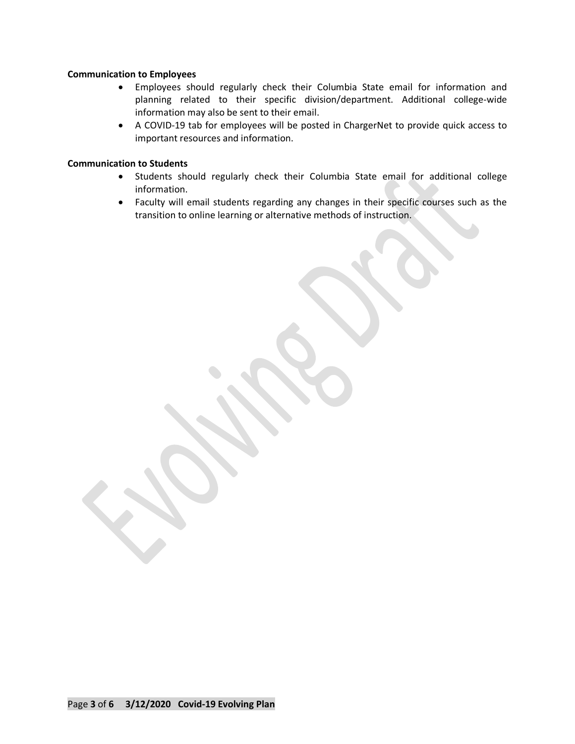**Communication to Employees**

- Employees should regularly check their Columbia State email for information and planning related to their specific division/department. Additional college-wide information may also be sent to their email.
- A COVID-19 tab for employees will be posted in ChargerNet to provide quick access to important resources and information.

**Communication to Students**

- Students should regularly check their Columbia State email for additional college information.
- Faculty will email students regarding any changes in their specific courses such as the transition to online learning or alternative methods of instruction.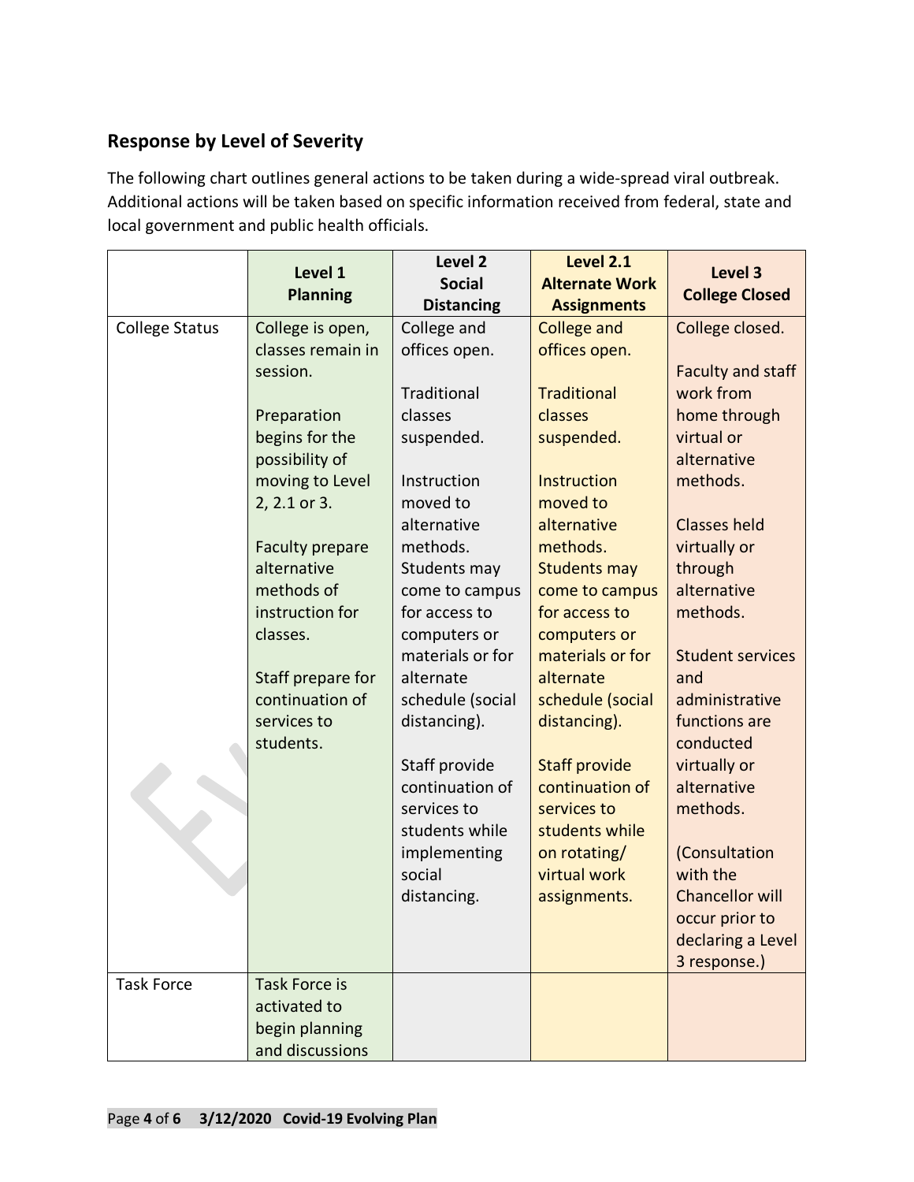## Response by Level of Severity

The following chart outlines general actions to be taken during a wide-spread viral outbreak. Additional actions will be taken based on specific information received from federal, state and local government and public health officials.

| | **Level 1 Planning** | **Level 2 Social Distancing** | **Level 2.1 Alternate Work Assignments** | **Level 3 College Closed** |
|---|---|---|---|---|
| College Status | College is open, classes remain in session.<br><br>Preparation begins for the possibility of moving to Level 2, 2.1 or 3.<br><br>Faculty prepare alternative methods of instruction for classes.<br><br>Staff prepare for continuation of services to students. | College and offices open.<br><br>Traditional classes suspended.<br><br>Instruction moved to alternative methods. Students may come to campus for access to computers or materials or for alternate schedule (social distancing).<br><br>Staff provide continuation of services to students while implementing social distancing. | College and offices open.<br><br>Traditional classes suspended.<br><br>Instruction moved to alternative methods. Students may come to campus for access to computers or materials or for alternate schedule (social distancing).<br><br>Staff provide continuation of services to students while on rotating/ virtual work assignments. | College closed.<br><br>Faculty and staff work from home through virtual or alternative methods.<br><br>Classes held virtually or through alternative methods.<br><br>Student services and administrative functions are conducted virtually or alternative methods.<br><br>(Consultation with the Chancellor will occur prior to declaring a Level 3 response.) |
| Task Force | Task Force is activated to begin planning and discussions | | | |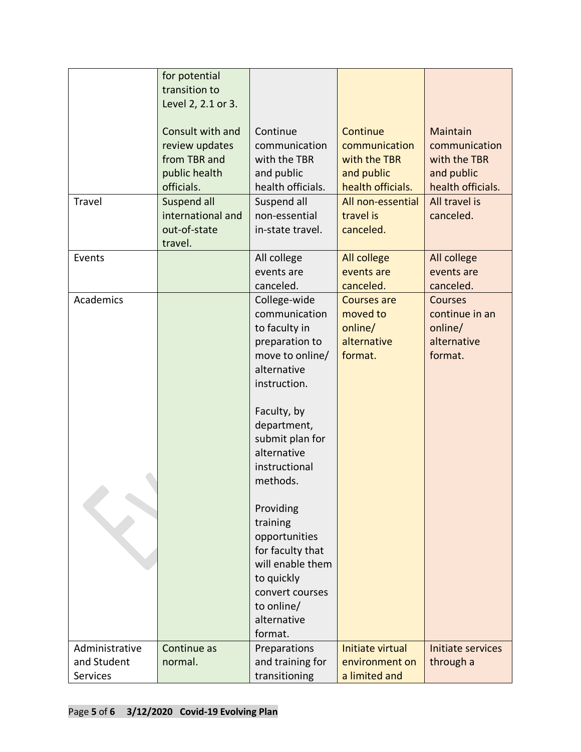| | | | | |
|---|---|---|---|---|
| | for potential transition to Level 2, 2.1 or 3.<br><br>Consult with and review updates from TBR and public health officials. | Continue communication with the TBR and public health officials. | Continue communication with the TBR and public health officials. | Maintain communication with the TBR and public health officials. |
| Travel | Suspend all international and out-of-state travel. | Suspend all non-essential in-state travel. | All non-essential travel is canceled. | All travel is canceled. |
| Events | | All college events are canceled. | All college events are canceled. | All college events are canceled. |
| Academics | | College-wide communication to faculty in preparation to move to online/ alternative instruction.<br><br>Faculty, by department, submit plan for alternative instructional methods.<br><br>Providing training opportunities for faculty that will enable them to quickly convert courses to online/ alternative format. | Courses are moved to online/ alternative format. | Courses continue in an online/ alternative format. |
| Administrative and Student Services | Continue as normal. | Preparations and training for transitioning | Initiate virtual environment on a limited and | Initiate services through a |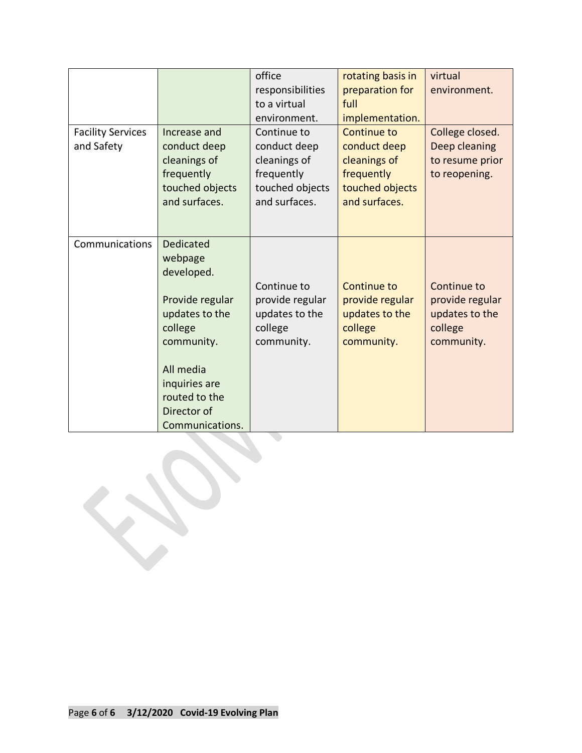| | | | | |
|---|---|---|---|---|
| | | office responsibilities to a virtual environment. | rotating basis in preparation for full implementation. | virtual environment. |
| Facility Services and Safety | Increase and conduct deep cleanings of frequently touched objects and surfaces. | Continue to conduct deep cleanings of frequently touched objects and surfaces. | Continue to conduct deep cleanings of frequently touched objects and surfaces. | College closed. Deep cleaning to resume prior to reopening. |
| Communications | Dedicated webpage developed.<br><br>Provide regular updates to the college community.<br><br>All media inquiries are routed to the Director of Communications. | Continue to provide regular updates to the college community. | Continue to provide regular updates to the college community. | Continue to provide regular updates to the college community. |